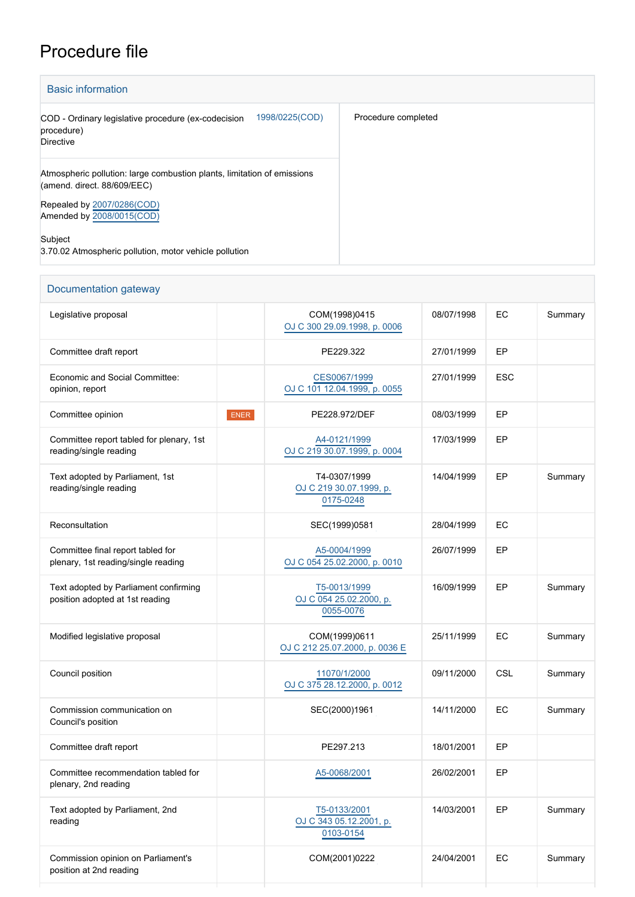# Procedure file

## Basic information

| | |
|---|---|
| COD - Ordinary legislative procedure (ex-codecision procedure) Directive 1998/0225(COD) | Procedure completed |
| Atmospheric pollution: large combustion plants, limitation of emissions (amend. direct. 88/609/EEC)<br><br>Repealed by 2007/0286(COD)<br>Amended by 2008/0015(COD)<br><br>Subject<br>3.70.02 Atmospheric pollution, motor vehicle pollution | |

## Documentation gateway

| | | | | | |
|---|---|---|---|---|---|
| Legislative proposal | | COM(1998)0415<br>OJ C 300 29.09.1998, p. 0006 | 08/07/1998 | EC | Summary |
| Committee draft report | | PE229.322 | 27/01/1999 | EP | |
| Economic and Social Committee: opinion, report | | CES0067/1999<br>OJ C 101 12.04.1999, p. 0055 | 27/01/1999 | ESC | |
| Committee opinion | ENER | PE228.972/DEF | 08/03/1999 | EP | |
| Committee report tabled for plenary, 1st reading/single reading | | A4-0121/1999<br>OJ C 219 30.07.1999, p. 0004 | 17/03/1999 | EP | |
| Text adopted by Parliament, 1st reading/single reading | | T4-0307/1999<br>OJ C 219 30.07.1999, p. 0175-0248 | 14/04/1999 | EP | Summary |
| Reconsultation | | SEC(1999)0581 | 28/04/1999 | EC | |
| Committee final report tabled for plenary, 1st reading/single reading | | A5-0004/1999<br>OJ C 054 25.02.2000, p. 0010 | 26/07/1999 | EP | |
| Text adopted by Parliament confirming position adopted at 1st reading | | T5-0013/1999<br>OJ C 054 25.02.2000, p. 0055-0076 | 16/09/1999 | EP | Summary |
| Modified legislative proposal | | COM(1999)0611<br>OJ C 212 25.07.2000, p. 0036 E | 25/11/1999 | EC | Summary |
| Council position | | 11070/1/2000<br>OJ C 375 28.12.2000, p. 0012 | 09/11/2000 | CSL | Summary |
| Commission communication on Council's position | | SEC(2000)1961 | 14/11/2000 | EC | Summary |
| Committee draft report | | PE297.213 | 18/01/2001 | EP | |
| Committee recommendation tabled for plenary, 2nd reading | | A5-0068/2001 | 26/02/2001 | EP | |
| Text adopted by Parliament, 2nd reading | | T5-0133/2001<br>OJ C 343 05.12.2001, p. 0103-0154 | 14/03/2001 | EP | Summary |
| Commission opinion on Parliament's position at 2nd reading | | COM(2001)0222 | 24/04/2001 | EC | Summary |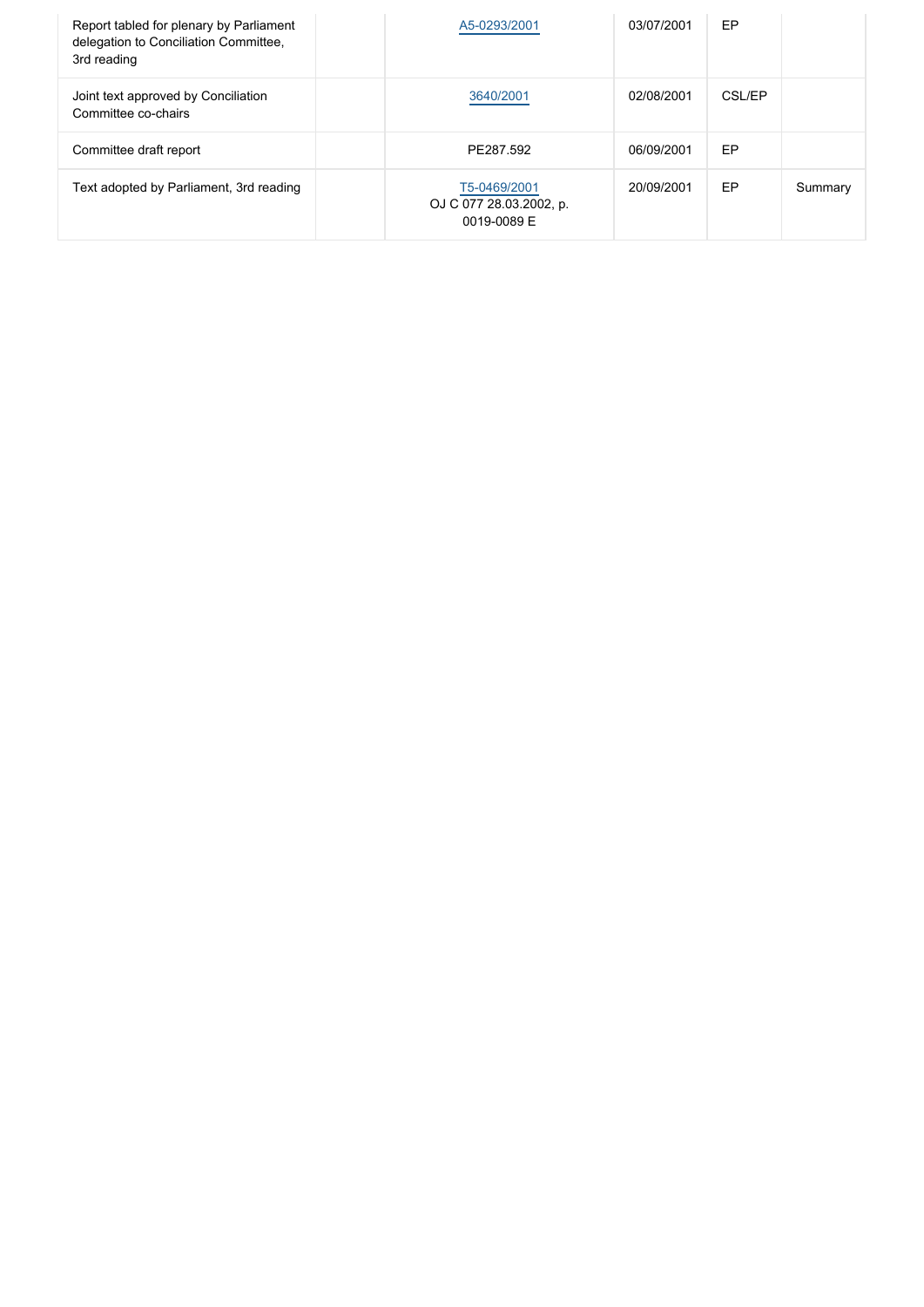| | | | | | |
|---|---|---|---|---|---|
| Report tabled for plenary by Parliament delegation to Conciliation Committee, 3rd reading | | A5-0293/2001 | 03/07/2001 | EP | |
| Joint text approved by Conciliation Committee co-chairs | | 3640/2001 | 02/08/2001 | CSL/EP | |
| Committee draft report | | PE287.592 | 06/09/2001 | EP | |
| Text adopted by Parliament, 3rd reading | | T5-0469/2001<br>OJ C 077 28.03.2002, p. 0019-0089 E | 20/09/2001 | EP | Summary |